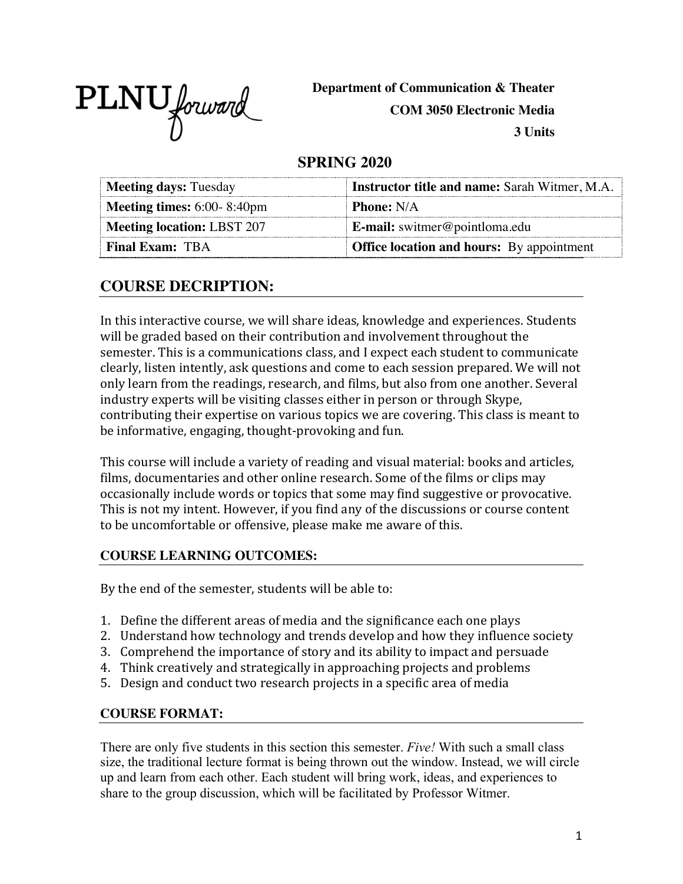PLNU forward

**Department of Communication & Theater**
**COM 3050 Electronic Media**
**3 Units**

## SPRING 2020

| **Meeting days:** Tuesday | **Instructor title and name:** Sarah Witmer, M.A. |
|---|---|
| **Meeting times:** 6:00- 8:40pm | **Phone:** N/A |
| **Meeting location:** LBST 207 | **E-mail:** switmer@pointloma.edu |
| **Final Exam:** TBA | **Office location and hours:** By appointment |

## COURSE DECRIPTION:

In this interactive course, we will share ideas, knowledge and experiences. Students will be graded based on their contribution and involvement throughout the semester. This is a communications class, and I expect each student to communicate clearly, listen intently, ask questions and come to each session prepared. We will not only learn from the readings, research, and films, but also from one another. Several industry experts will be visiting classes either in person or through Skype, contributing their expertise on various topics we are covering. This class is meant to be informative, engaging, thought-provoking and fun.

This course will include a variety of reading and visual material: books and articles, films, documentaries and other online research. Some of the films or clips may occasionally include words or topics that some may find suggestive or provocative. This is not my intent. However, if you find any of the discussions or course content to be uncomfortable or offensive, please make me aware of this.

### COURSE LEARNING OUTCOMES:

By the end of the semester, students will be able to:

1. Define the different areas of media and the significance each one plays
2. Understand how technology and trends develop and how they influence society
3. Comprehend the importance of story and its ability to impact and persuade
4. Think creatively and strategically in approaching projects and problems
5. Design and conduct two research projects in a specific area of media

### COURSE FORMAT:

There are only five students in this section this semester. *Five!* With such a small class size, the traditional lecture format is being thrown out the window. Instead, we will circle up and learn from each other. Each student will bring work, ideas, and experiences to share to the group discussion, which will be facilitated by Professor Witmer.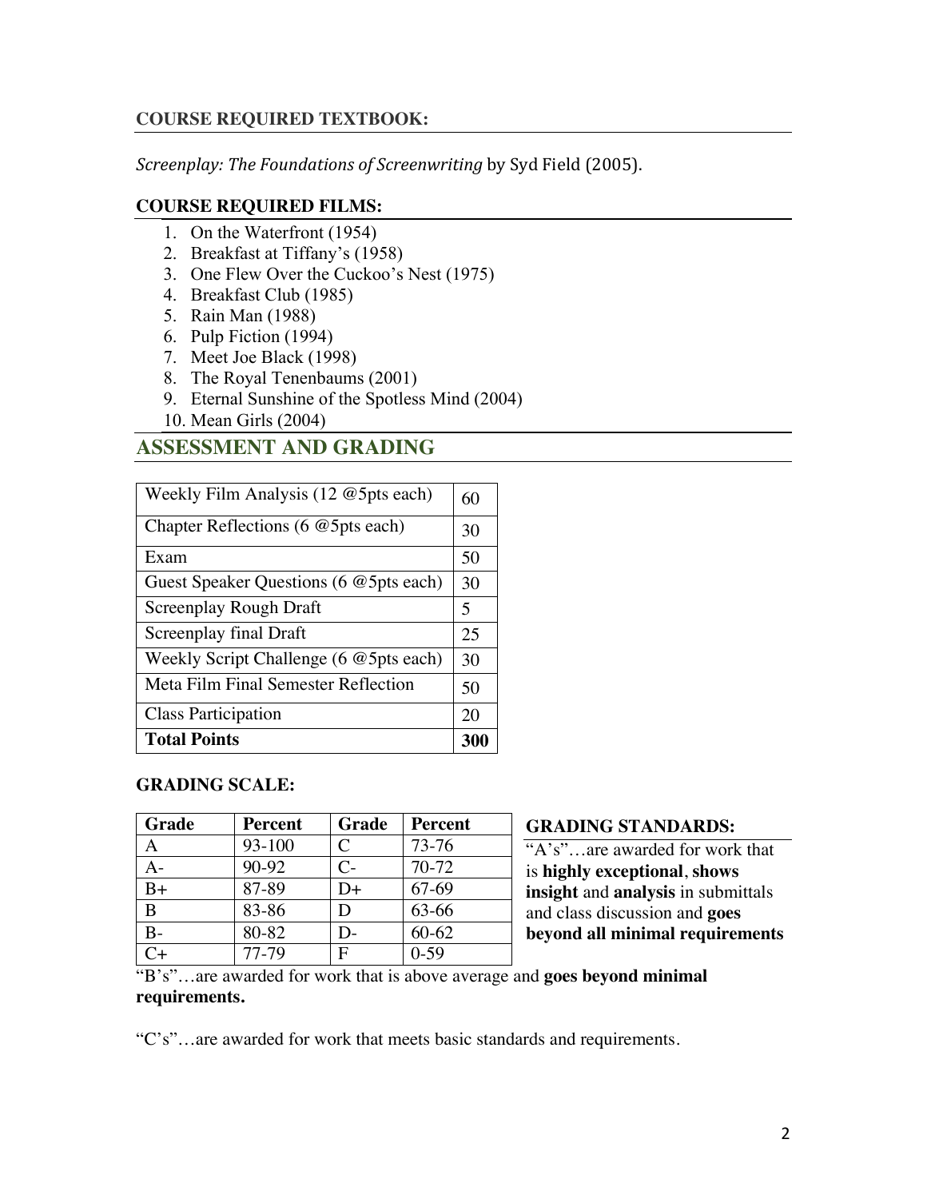### COURSE REQUIRED TEXTBOOK:

*Screenplay: The Foundations of Screenwriting* by Syd Field (2005).

### COURSE REQUIRED FILMS:

1. On the Waterfront (1954)
2. Breakfast at Tiffany's (1958)
3. One Flew Over the Cuckoo's Nest (1975)
4. Breakfast Club (1985)
5. Rain Man (1988)
6. Pulp Fiction (1994)
7. Meet Joe Black (1998)
8. The Royal Tenenbaums (2001)
9. Eternal Sunshine of the Spotless Mind (2004)
10. Mean Girls (2004)

## ASSESSMENT AND GRADING

| Item | Points |
|---|---|
| Weekly Film Analysis (12 @5pts each) | 60 |
| Chapter Reflections (6 @5pts each) | 30 |
| Exam | 50 |
| Guest Speaker Questions (6 @5pts each) | 30 |
| Screenplay Rough Draft | 5 |
| Screenplay final Draft | 25 |
| Weekly Script Challenge (6 @5pts each) | 30 |
| Meta Film Final Semester Reflection | 50 |
| Class Participation | 20 |
| **Total Points** | **300** |

### GRADING SCALE:

| Grade | Percent | Grade | Percent |
|---|---|---|---|
| A | 93-100 | C | 73-76 |
| A- | 90-92 | C- | 70-72 |
| B+ | 87-89 | D+ | 67-69 |
| B | 83-86 | D | 63-66 |
| B- | 80-82 | D- | 60-62 |
| C+ | 77-79 | F | 0-59 |

### GRADING STANDARDS:

"A's"…are awarded for work that is **highly exceptional**, **shows insight** and **analysis** in submittals and class discussion and **goes beyond all minimal requirements**

"B's"…are awarded for work that is above average and **goes beyond minimal requirements.**

"C's"…are awarded for work that meets basic standards and requirements.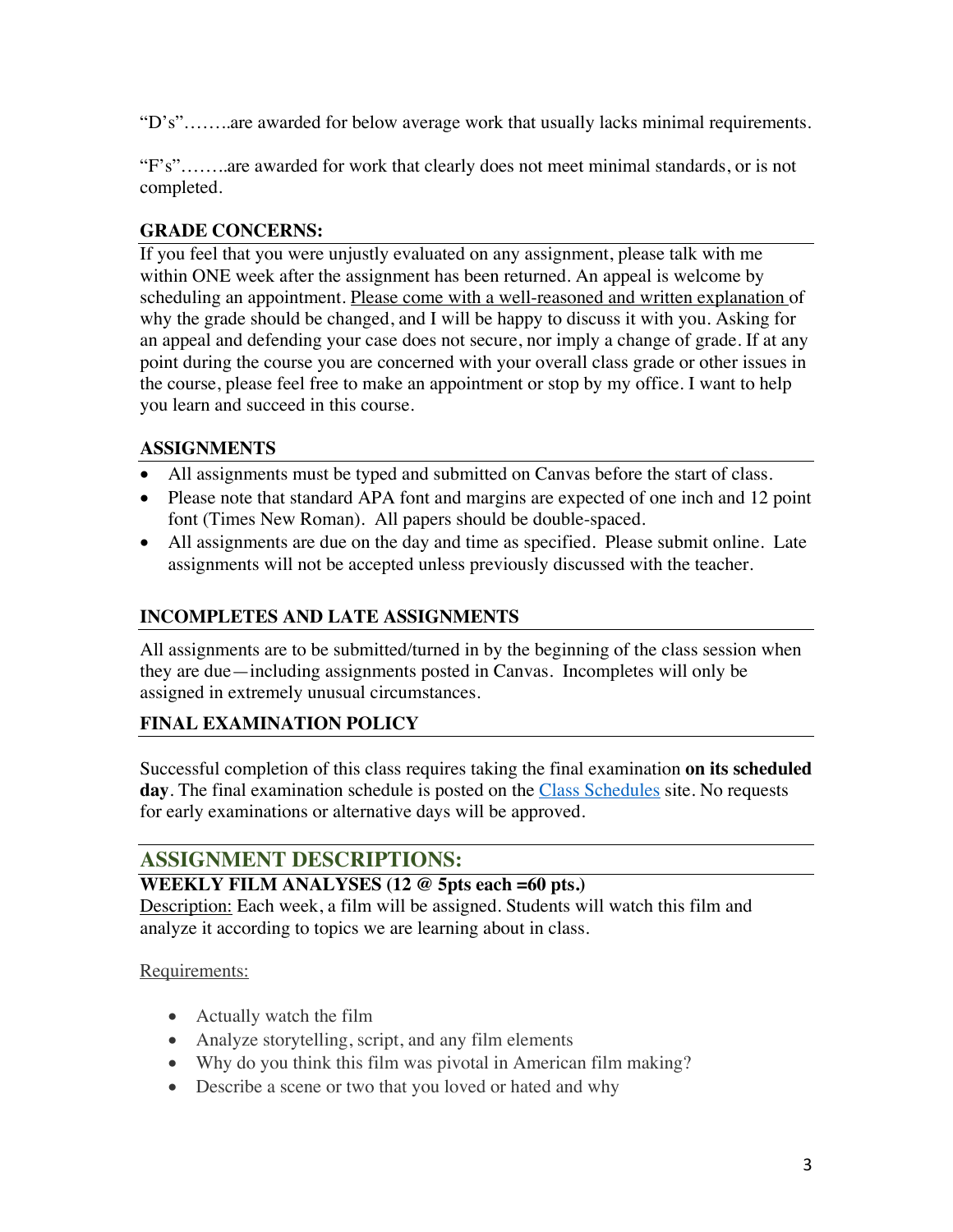"D's"……..are awarded for below average work that usually lacks minimal requirements.

"F's"……..are awarded for work that clearly does not meet minimal standards, or is not completed.

### GRADE CONCERNS:

If you feel that you were unjustly evaluated on any assignment, please talk with me within ONE week after the assignment has been returned. An appeal is welcome by scheduling an appointment. Please come with a well-reasoned and written explanation of why the grade should be changed, and I will be happy to discuss it with you. Asking for an appeal and defending your case does not secure, nor imply a change of grade. If at any point during the course you are concerned with your overall class grade or other issues in the course, please feel free to make an appointment or stop by my office. I want to help you learn and succeed in this course.

### ASSIGNMENTS

- All assignments must be typed and submitted on Canvas before the start of class.
- Please note that standard APA font and margins are expected of one inch and 12 point font (Times New Roman). All papers should be double-spaced.
- All assignments are due on the day and time as specified. Please submit online. Late assignments will not be accepted unless previously discussed with the teacher.

### INCOMPLETES AND LATE ASSIGNMENTS

All assignments are to be submitted/turned in by the beginning of the class session when they are due—including assignments posted in Canvas. Incompletes will only be assigned in extremely unusual circumstances.

### FINAL EXAMINATION POLICY

Successful completion of this class requires taking the final examination **on its scheduled day**. The final examination schedule is posted on the Class Schedules site. No requests for early examinations or alternative days will be approved.

## ASSIGNMENT DESCRIPTIONS:

### WEEKLY FILM ANALYSES (12 @ 5pts each =60 pts.)

Description: Each week, a film will be assigned. Students will watch this film and analyze it according to topics we are learning about in class.

Requirements:

- Actually watch the film
- Analyze storytelling, script, and any film elements
- Why do you think this film was pivotal in American film making?
- Describe a scene or two that you loved or hated and why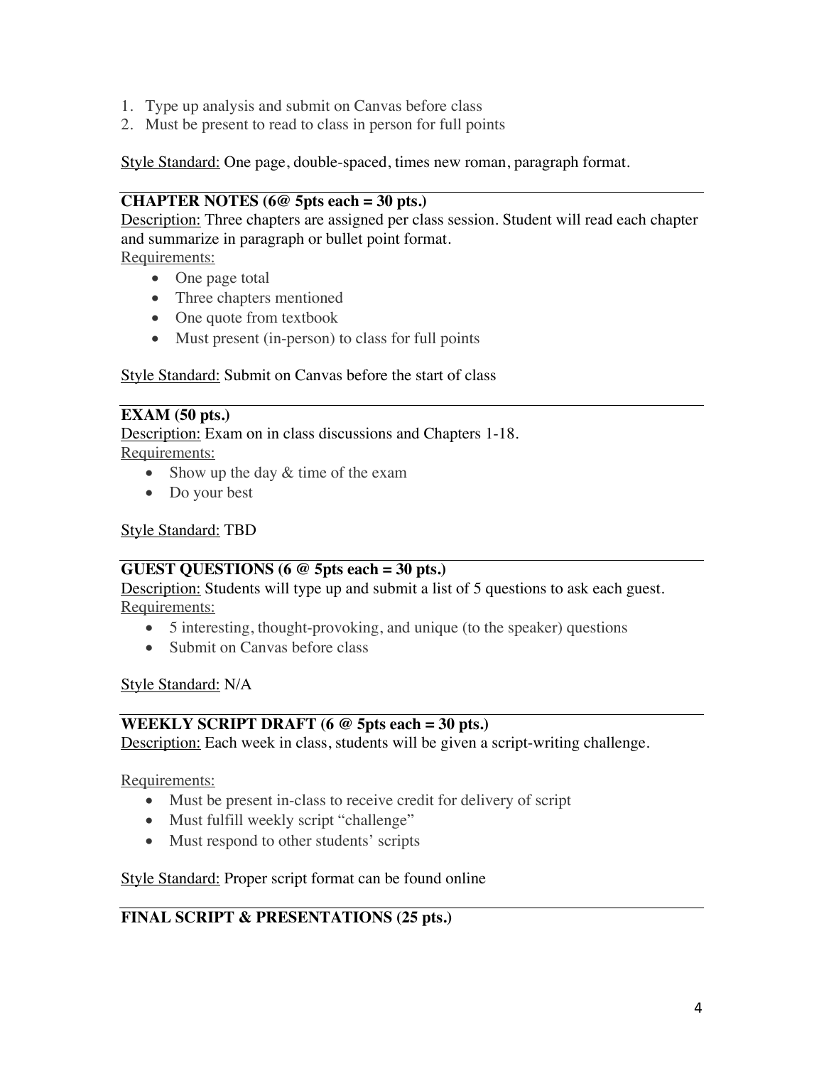1. Type up analysis and submit on Canvas before class
2. Must be present to read to class in person for full points

Style Standard: One page, double-spaced, times new roman, paragraph format.

---

**CHAPTER NOTES (6@ 5pts each = 30 pts.)**

Description: Three chapters are assigned per class session. Student will read each chapter and summarize in paragraph or bullet point format.

Requirements:

- One page total
- Three chapters mentioned
- One quote from textbook
- Must present (in-person) to class for full points

Style Standard: Submit on Canvas before the start of class

---

**EXAM (50 pts.)**

Description: Exam on in class discussions and Chapters 1-18.

Requirements:

- Show up the day & time of the exam
- Do your best

Style Standard: TBD

---

**GUEST QUESTIONS (6 @ 5pts each = 30 pts.)**

Description: Students will type up and submit a list of 5 questions to ask each guest.

Requirements:

- 5 interesting, thought-provoking, and unique (to the speaker) questions
- Submit on Canvas before class

Style Standard: N/A

---

**WEEKLY SCRIPT DRAFT (6 @ 5pts each = 30 pts.)**

Description: Each week in class, students will be given a script-writing challenge.

Requirements:

- Must be present in-class to receive credit for delivery of script
- Must fulfill weekly script "challenge"
- Must respond to other students' scripts

Style Standard: Proper script format can be found online

---

**FINAL SCRIPT & PRESENTATIONS (25 pts.)**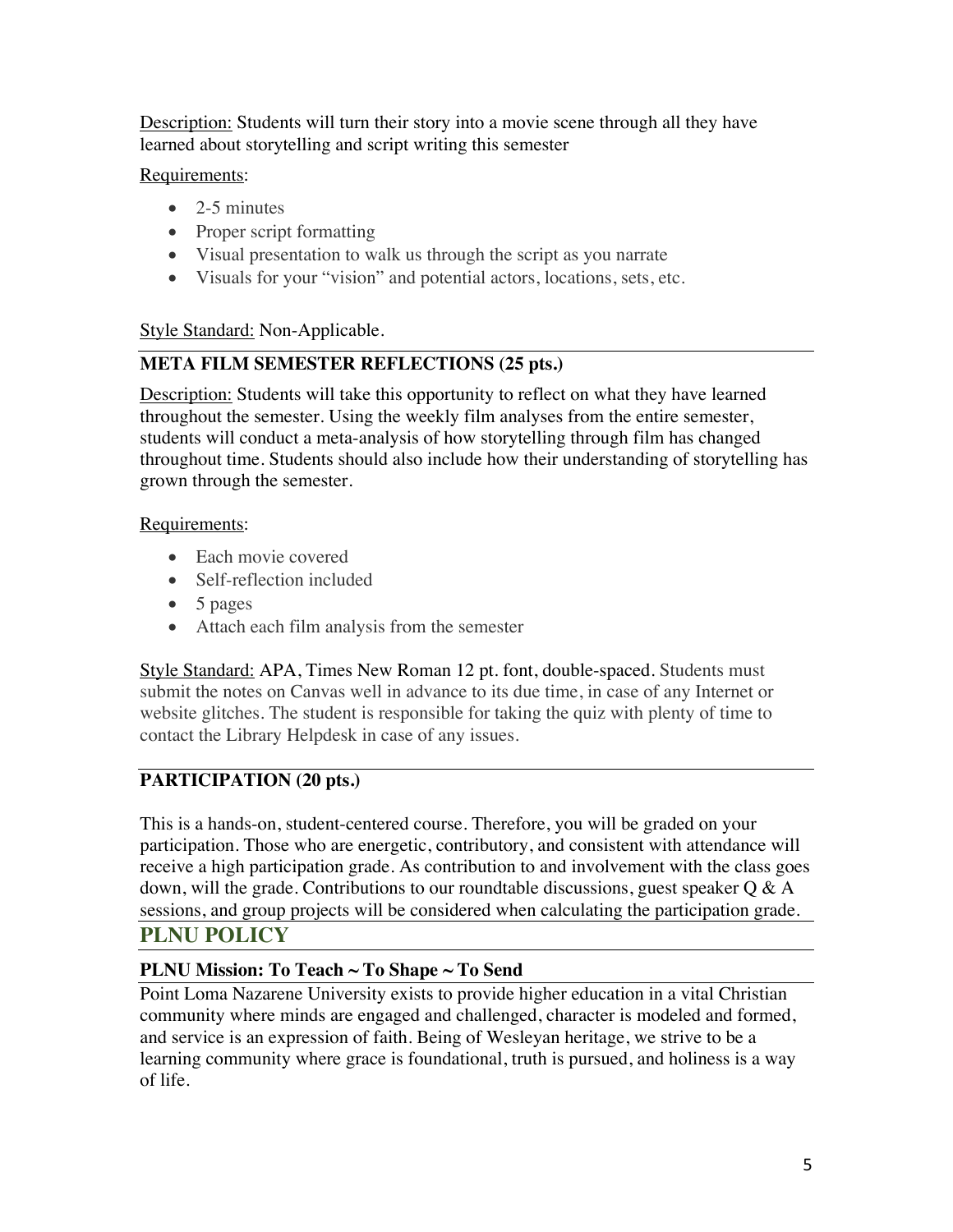Description: Students will turn their story into a movie scene through all they have learned about storytelling and script writing this semester

Requirements:

- 2-5 minutes
- Proper script formatting
- Visual presentation to walk us through the script as you narrate
- Visuals for your "vision" and potential actors, locations, sets, etc.

Style Standard: Non-Applicable.

### META FILM SEMESTER REFLECTIONS (25 pts.)

Description: Students will take this opportunity to reflect on what they have learned throughout the semester. Using the weekly film analyses from the entire semester, students will conduct a meta-analysis of how storytelling through film has changed throughout time. Students should also include how their understanding of storytelling has grown through the semester.

Requirements:

- Each movie covered
- Self-reflection included
- 5 pages
- Attach each film analysis from the semester

Style Standard: APA, Times New Roman 12 pt. font, double-spaced. Students must submit the notes on Canvas well in advance to its due time, in case of any Internet or website glitches. The student is responsible for taking the quiz with plenty of time to contact the Library Helpdesk in case of any issues.

### PARTICIPATION (20 pts.)

This is a hands-on, student-centered course. Therefore, you will be graded on your participation. Those who are energetic, contributory, and consistent with attendance will receive a high participation grade. As contribution to and involvement with the class goes down, will the grade. Contributions to our roundtable discussions, guest speaker Q & A sessions, and group projects will be considered when calculating the participation grade.

## PLNU POLICY

### PLNU Mission: To Teach ~ To Shape ~ To Send

Point Loma Nazarene University exists to provide higher education in a vital Christian community where minds are engaged and challenged, character is modeled and formed, and service is an expression of faith. Being of Wesleyan heritage, we strive to be a learning community where grace is foundational, truth is pursued, and holiness is a way of life.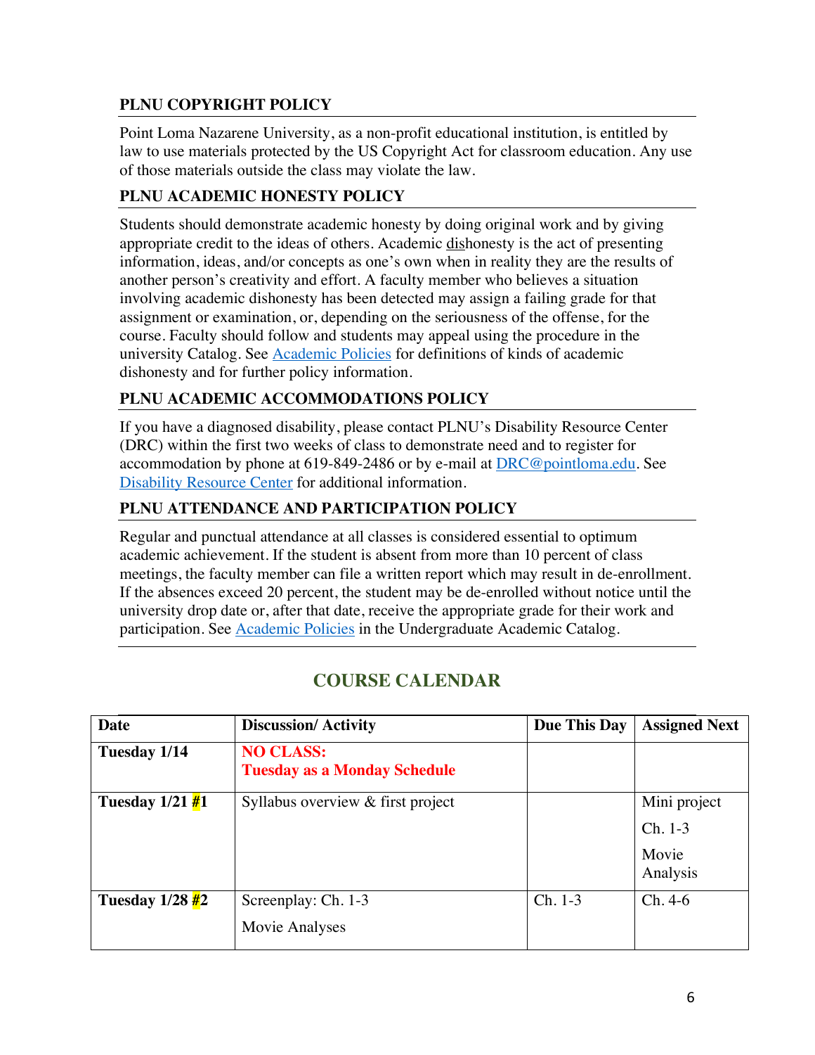### PLNU COPYRIGHT POLICY

Point Loma Nazarene University, as a non-profit educational institution, is entitled by law to use materials protected by the US Copyright Act for classroom education. Any use of those materials outside the class may violate the law.

### PLNU ACADEMIC HONESTY POLICY

Students should demonstrate academic honesty by doing original work and by giving appropriate credit to the ideas of others. Academic dishonesty is the act of presenting information, ideas, and/or concepts as one's own when in reality they are the results of another person's creativity and effort. A faculty member who believes a situation involving academic dishonesty has been detected may assign a failing grade for that assignment or examination, or, depending on the seriousness of the offense, for the course. Faculty should follow and students may appeal using the procedure in the university Catalog. See [Academic Policies](#) for definitions of kinds of academic dishonesty and for further policy information.

### PLNU ACADEMIC ACCOMMODATIONS POLICY

If you have a diagnosed disability, please contact PLNU's Disability Resource Center (DRC) within the first two weeks of class to demonstrate need and to register for accommodation by phone at 619-849-2486 or by e-mail at [DRC@pointloma.edu](mailto:DRC@pointloma.edu). See [Disability Resource Center](#) for additional information.

### PLNU ATTENDANCE AND PARTICIPATION POLICY

Regular and punctual attendance at all classes is considered essential to optimum academic achievement. If the student is absent from more than 10 percent of class meetings, the faculty member can file a written report which may result in de-enrollment. If the absences exceed 20 percent, the student may be de-enrolled without notice until the university drop date or, after that date, receive the appropriate grade for their work and participation. See [Academic Policies](#) in the Undergraduate Academic Catalog.

## COURSE CALENDAR

| Date | Discussion/ Activity | Due This Day | Assigned Next |
|---|---|---|---|
| **Tuesday 1/14** | **NO CLASS: Tuesday as a Monday Schedule** | | |
| **Tuesday 1/21 #1** | Syllabus overview & first project | | Mini project<br>Ch. 1-3<br>Movie Analysis |
| **Tuesday 1/28 #2** | Screenplay: Ch. 1-3<br>Movie Analyses | Ch. 1-3 | Ch. 4-6 |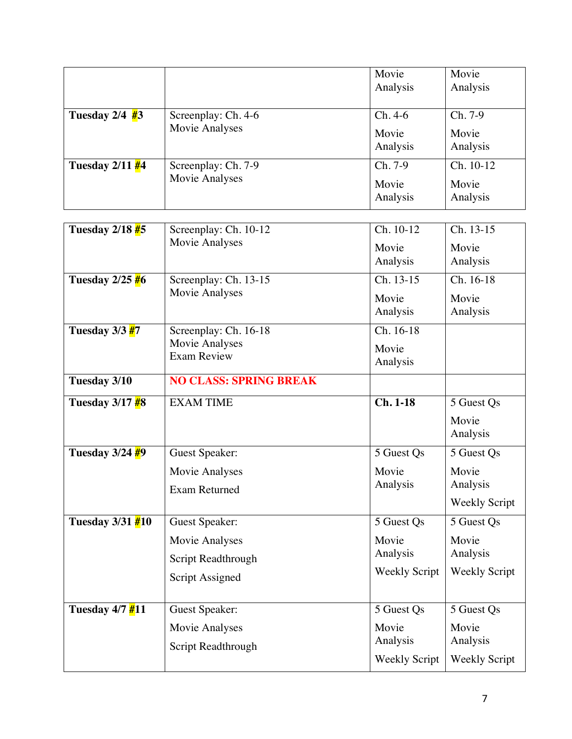| | | | |
|---|---|---|---|
| | | Movie Analysis | Movie Analysis |
| **Tuesday 2/4 #3** | Screenplay: Ch. 4-6<br>Movie Analyses | Ch. 4-6<br>Movie Analysis | Ch. 7-9<br>Movie Analysis |
| **Tuesday 2/11 #4** | Screenplay: Ch. 7-9<br>Movie Analyses | Ch. 7-9<br>Movie Analysis | Ch. 10-12<br>Movie Analysis |
| **Tuesday 2/18 #5** | Screenplay: Ch. 10-12<br>Movie Analyses | Ch. 10-12<br>Movie Analysis | Ch. 13-15<br>Movie Analysis |
| **Tuesday 2/25 #6** | Screenplay: Ch. 13-15<br>Movie Analyses | Ch. 13-15<br>Movie Analysis | Ch. 16-18<br>Movie Analysis |
| **Tuesday 3/3 #7** | Screenplay: Ch. 16-18<br>Movie Analyses<br>Exam Review | Ch. 16-18<br>Movie Analysis | |
| **Tuesday 3/10** | **NO CLASS: SPRING BREAK** | | |
| **Tuesday 3/17 #8** | EXAM TIME | **Ch. 1-18** | 5 Guest Qs<br>Movie Analysis |
| **Tuesday 3/24 #9** | Guest Speaker:<br>Movie Analyses<br>Exam Returned | 5 Guest Qs<br>Movie Analysis | 5 Guest Qs<br>Movie Analysis<br>Weekly Script |
| **Tuesday 3/31 #10** | Guest Speaker:<br>Movie Analyses<br>Script Readthrough<br>Script Assigned | 5 Guest Qs<br>Movie Analysis<br>Weekly Script | 5 Guest Qs<br>Movie Analysis<br>Weekly Script |
| **Tuesday 4/7 #11** | Guest Speaker:<br>Movie Analyses<br>Script Readthrough | 5 Guest Qs<br>Movie Analysis<br>Weekly Script | 5 Guest Qs<br>Movie Analysis<br>Weekly Script |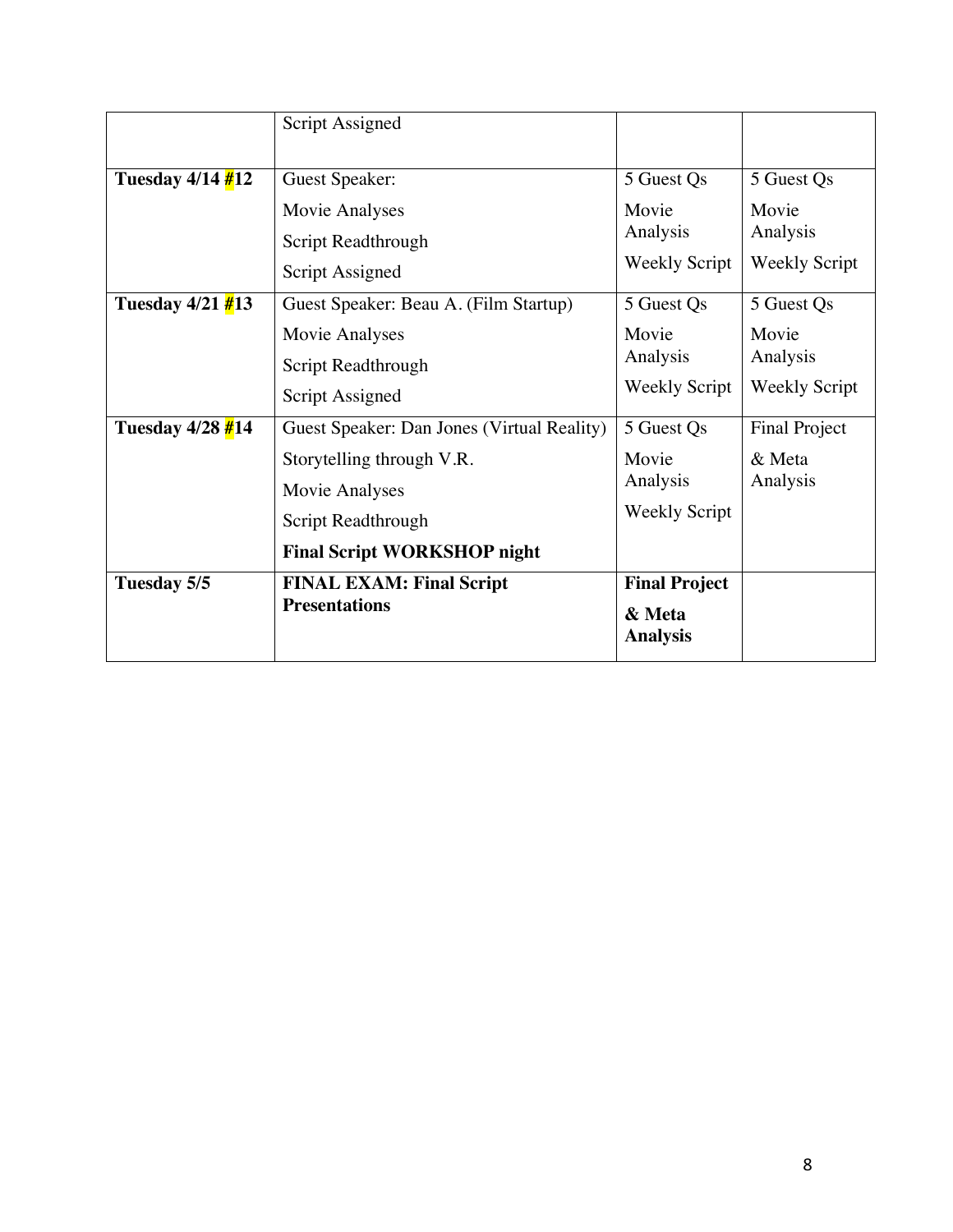| | | | |
|---|---|---|---|
| | Script Assigned | | |
| **Tuesday 4/14 #12** | Guest Speaker:<br>Movie Analyses<br>Script Readthrough<br>Script Assigned | 5 Guest Qs<br>Movie Analysis<br>Weekly Script | 5 Guest Qs<br>Movie Analysis<br>Weekly Script |
| **Tuesday 4/21 #13** | Guest Speaker: Beau A. (Film Startup)<br>Movie Analyses<br>Script Readthrough<br>Script Assigned | 5 Guest Qs<br>Movie Analysis<br>Weekly Script | 5 Guest Qs<br>Movie Analysis<br>Weekly Script |
| **Tuesday 4/28 #14** | Guest Speaker: Dan Jones (Virtual Reality)<br>Storytelling through V.R.<br>Movie Analyses<br>Script Readthrough<br>**Final Script WORKSHOP night** | 5 Guest Qs<br>Movie Analysis<br>Weekly Script | Final Project<br>& Meta Analysis |
| **Tuesday 5/5** | **FINAL EXAM: Final Script Presentations** | **Final Project**<br>**& Meta Analysis** | |